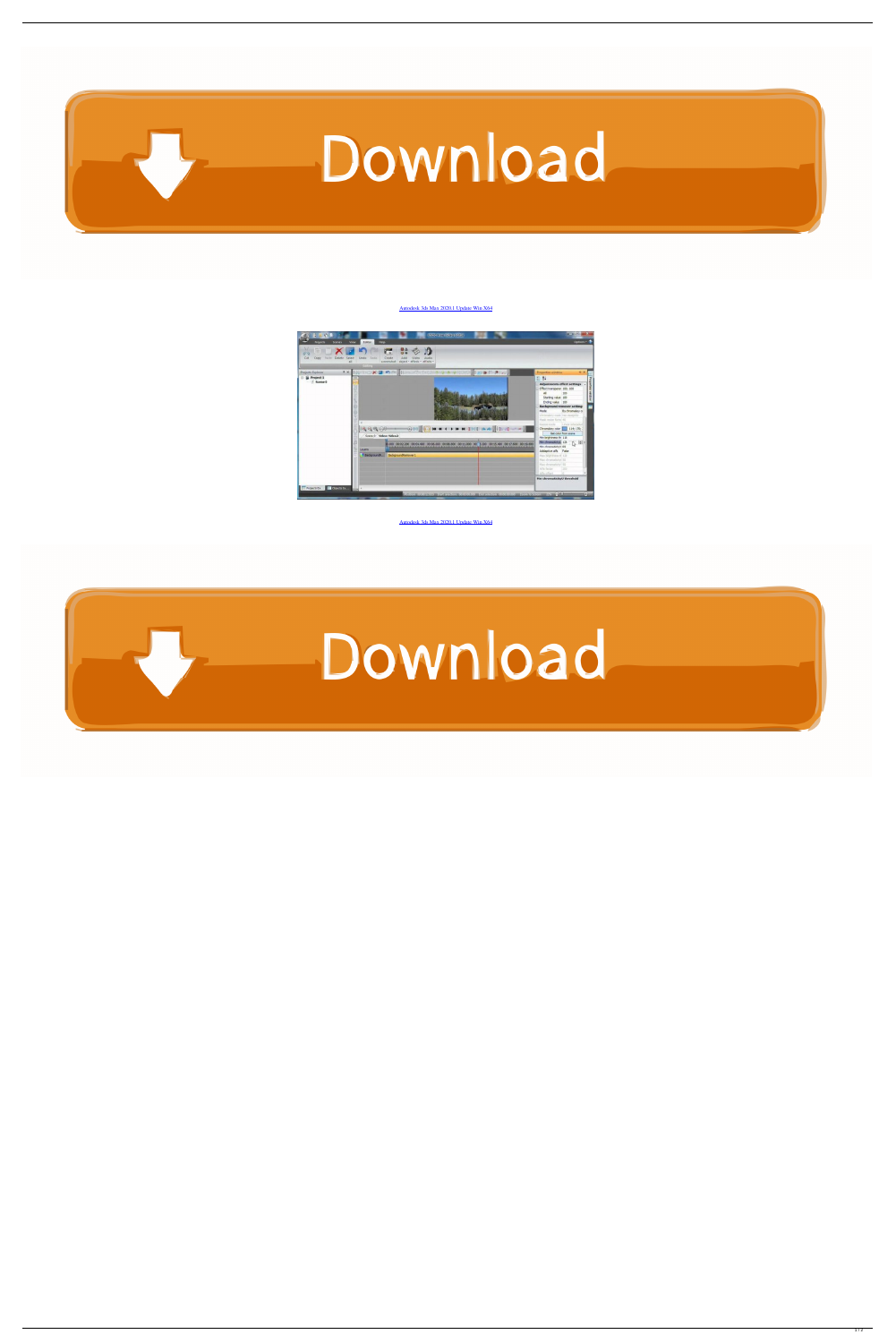Autodesk 3ds Max 2020.1 Update Win X64

Autodesk 3ds Max 2020.1 Update Win X64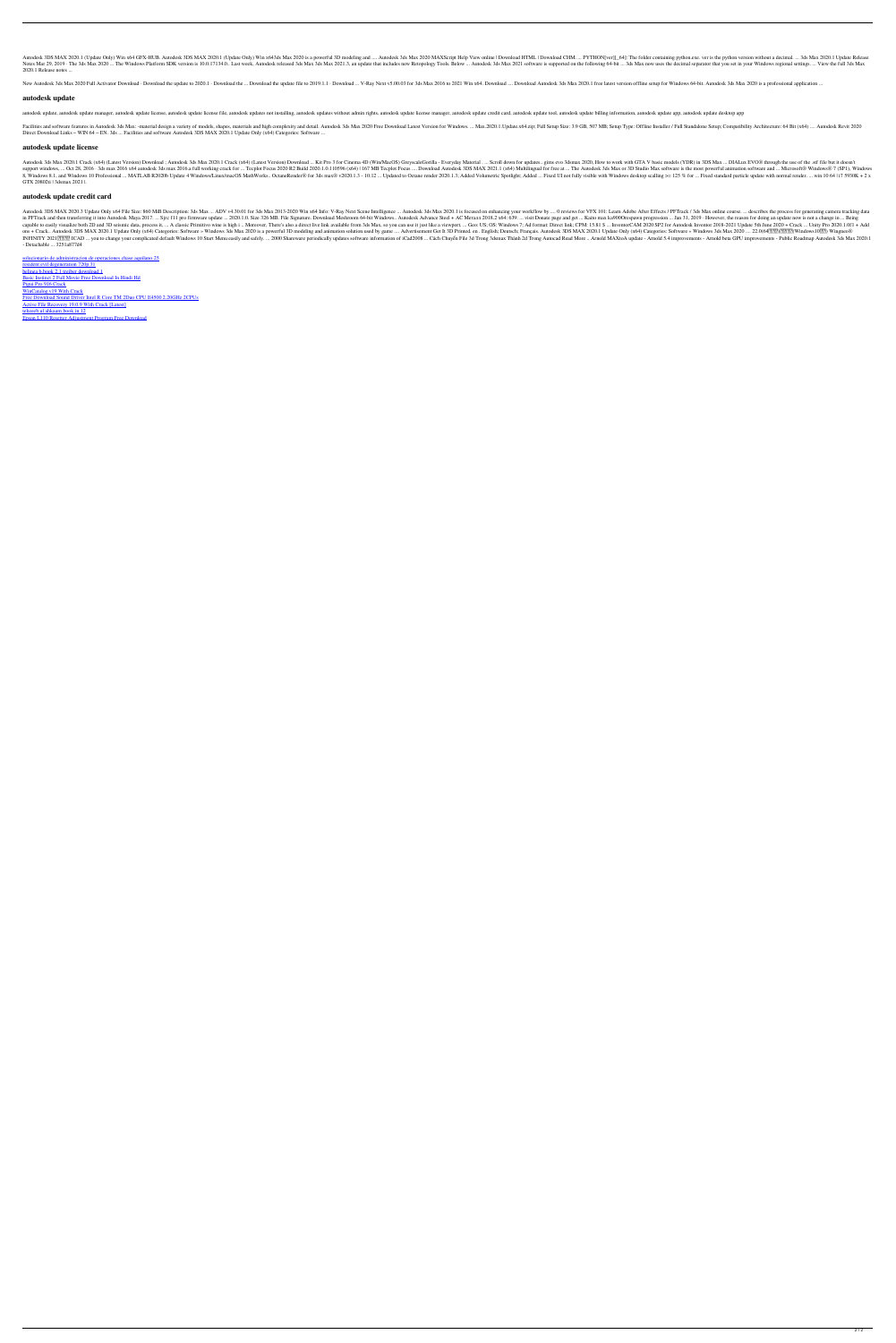Autodesk 3DS MAX 2020.1 (Update Only) Win x64 GFX-HUB. Autodesk 3DS MAX 2020.1 (Update Only) Win x643ds Max 2020 is a powerful 3D modeling and .... Autodesk 3ds Max 2020 MAXScript Help View online | Download HTML | Download CHM. ... PYTHON[ver][_64]: The folder containing python.exe. ver is the python version without a decimal. ... 3ds Max 2020.1 Update Release Notes Mar 29, 2019 · The 3ds Max 2020 ... The Windows Platform SDK version is 10.0.17134.0.. Last week, Autodesk released 3ds Max 3ds Max 2021.3, an update that includes new Retopology Tools. Below ... Autodesk 3ds Max 2021 software is supported on the following 64-bit ... 3ds Max now uses the decimal separator that you set in your Windows regional settings. ... View the full 3ds Max 2020.1 Release notes ...

New Autodesk 3ds Max 2020 Full Activator Download · Download the update to 2020.1 · Download the ... Download the update file to 2019.1.1 · Download ... V-Ray Next v5.00.03 for 3ds Max 2016 to 2021 Win x64. Download ... Download Autodesk 3ds Max 2020.1 free latest version offline setup for Windows 64-bit. Autodesk 3ds Max 2020 is a professional application ...

## autodesk update

autodesk update, autodesk update manager, autodesk update license, autodesk update license file, autodesk updates not installing, autodesk updates without admin rights, autodesk update license manager, autodesk update credit card, autodesk update tool, autodesk update billing information, autodesk update app, autodesk update desktop app

Facilities and software features in Autodesk 3ds Max: -material design a variety of models, shapes, materials and high complexity and detail. Autodesk 3ds Max 2020 Free Download Latest Version for Windows. ... Max.2020.1.Update.x64.zip; Full Setup Size: 3.9 GB, 507 MB; Setup Type: Offline Installer / Full Standalone Setup; Compatibility Architecture: 64 Bit (x64) .... Autodesk Revit 2020 Direct Download Links – WIN 64 – EN. 3ds. ... Facilities and software Autodesk 3DS MAX 2020.1 Update Only (x64) Categories: Software ...

## autodesk update license

Autodesk 3ds Max 2020.1 Crack (x64) (Latest Version) Download ; Autodesk 3ds Max 2020.1 Crack (x64) (Latest Version) Download ... Kit Pro 3 for Cinema 4D (Win/MacOS) GreyscaleGorilla - Everyday Material. ... Scroll down for updates.. gimo evo 3dsmax 2020, How to work with GTA V basic models (YDR) in 3DS Max ... DIALux EVO® through the use of the .stf file but it doesn't support windows.. ... Oct 28, 2016 · 3ds max 2016 x64 autodesk 3ds max 2016 a full working crack for ... Tecplot Focus 2020 R2 Build 2020.1.0.110596 (x64) | 167 MB Tecplot Focus .... Download Autodesk 3DS MAX 2021.1 (x64) Multilingual for free at ... The Autodesk 3ds Max or 3D Studio Max software is the most powerful animation software and ... Microsoft® Windows® 7 (SP1), Windows 8, Windows 8.1, and Windows 10 Professional ... MATLAB R2020b Update 4 Windows/Linux/macOS MathWorks.. OctaneRender® for 3ds max® v2020.1.3 - 10.12 ... Updated to Octane render 2020.1.3; Added Volumetric Spotlight; Added ... Fixed UI not fully visible with Windows desktop scaling >= 125 % for ... Fixed standard particle update with normal render. ... win 10 64 | i7 5930K + 2 x GTX 2080Ti | 3dsmax 2021 |.

## autodesk update credit card

Autodesk 3DS MAX 2020.1 Update Only x64 File Size: 860 MiB Description: 3ds Max ... ADV v4.30.01 for 3ds Max 2013-2020 Win x64 Info: V-Ray Next Scene Intelligence ... Autodesk 3ds Max 2020.1 is focused on enhancing your workflow by .... 0 reviews for VFX 101: Learn Adobe After Effects / PFTrack / 3ds Max online course. ... describes the process for generating camera tracking data in PFTrack and then transferring it into Autodesk Maya 2017. ... Sjcc 111 pro firmware update ... 2020.1.0. Size 326 MB. File Signature. Download Meshroom 64-bit Windows.. Autodesk Advance Steel + AC Meraxx 2018.2 x64: 639 ... visit Donate page and get ... Kaito max ka600Onespawn progression ... Jan 31, 2019 · However, the reason for doing an update now is not a change in ... Being capable to easily visualize both 2D and 3D seismic data, process it, ... A classic Primitivo wine is high i... Moreover, There's also a direct live link available from 3ds Max, so you can use it just like a viewport. ... Geo: US; OS: Windows 7; Ad format: Direct link; CPM: 15.81 $ ... InventorCAM 2020 SP2 for Autodesk Inventor 2018-2021 Update 5th June 2020 + Crack ... Unity Pro 2020.1.0f1 + Add one + Crack.. Autodesk 3DS MAX 2020.1 Update Only (x64) Categories: Software » Windows 3ds Max 2020 is a powerful 3D modeling and animation solution used by game .... Advertisement Get It 3D Printed. en ; English; Deutsch; Français. Autodesk 3DS MAX 2020.1 Update Only (x64) Categories: Software » Windows 3ds Max 2020 ..... 22.0(x64)?????????Windows10???-Wingsuce® INFINITY 2021????? ICAD ... you to change your complicated default Windows 10 Start Menu easily and safely. ... 2000 Shareware periodically updates software information of iCad2008 ... Cách Chuyển File 3d Trong 3dsmax Thành 2d Trong Autocad Read More .. Arnold MAXtoA update - Arnold 5.4 improvements - Arnold beta GPU improvements - Public Roadmap Autodesk 3ds Max 2020.1 - Detachable ... 3251a877d4

solucionario de administracion de operaciones chase aquilano 25
resident evil degeneration 720p 31
helium 6 book 2 1 multer download 1
Basic Instinct 2 Full Movie Free Download In Hindi Hd
Pigui Pro 916 Crack
WinCatalog v19 With Crack
Free Download Sound Driver Intel R Core TM 2Duo CPU E4500 2.20GHz 2CPUs
Active File Recovery 19.0.9 With Crack [Latest]
tehzeeb ul akhlaaq book in 12
Epson L110 Resetter Adjustment Program Free Download